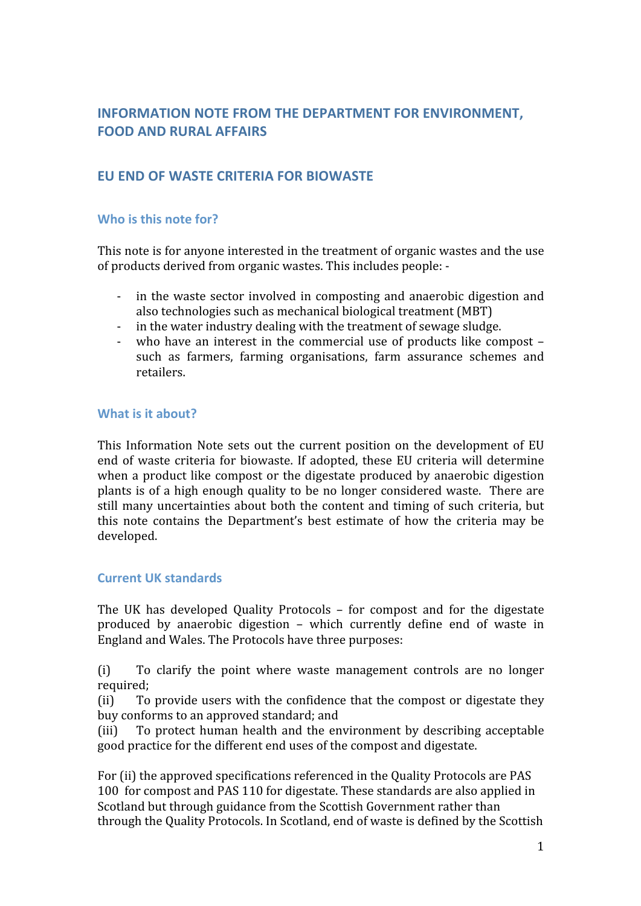# INFORMATION NOTE FROM THE DEPARTMENT FOR ENVIRONMENT, FOOD AND RURAL AFFAIRS

## EU END OF WASTE CRITERIA FOR BIOWASTE

### Who is this note for?

This note is for anyone interested in the treatment of organic wastes and the use of products derived from organic wastes. This includes people: -

- in the waste sector involved in composting and anaerobic digestion and also technologies such as mechanical biological treatment (MBT)
- in the water industry dealing with the treatment of sewage sludge.
- who have an interest in the commercial use of products like compost – such as farmers, farming organisations, farm assurance schemes and retailers.

### What is it about?

This Information Note sets out the current position on the development of EU end of waste criteria for biowaste. If adopted, these EU criteria will determine when a product like compost or the digestate produced by anaerobic digestion plants is of a high enough quality to be no longer considered waste. There are still many uncertainties about both the content and timing of such criteria, but this note contains the Department's best estimate of how the criteria may be developed.

### Current UK standards

The UK has developed Quality Protocols – for compost and for the digestate produced by anaerobic digestion – which currently define end of waste in England and Wales. The Protocols have three purposes:

(i) To clarify the point where waste management controls are no longer required;
(ii) To provide users with the confidence that the compost or digestate they buy conforms to an approved standard; and
(iii) To protect human health and the environment by describing acceptable good practice for the different end uses of the compost and digestate.

For (ii) the approved specifications referenced in the Quality Protocols are PAS 100 for compost and PAS 110 for digestate. These standards are also applied in Scotland but through guidance from the Scottish Government rather than through the Quality Protocols. In Scotland, end of waste is defined by the Scottish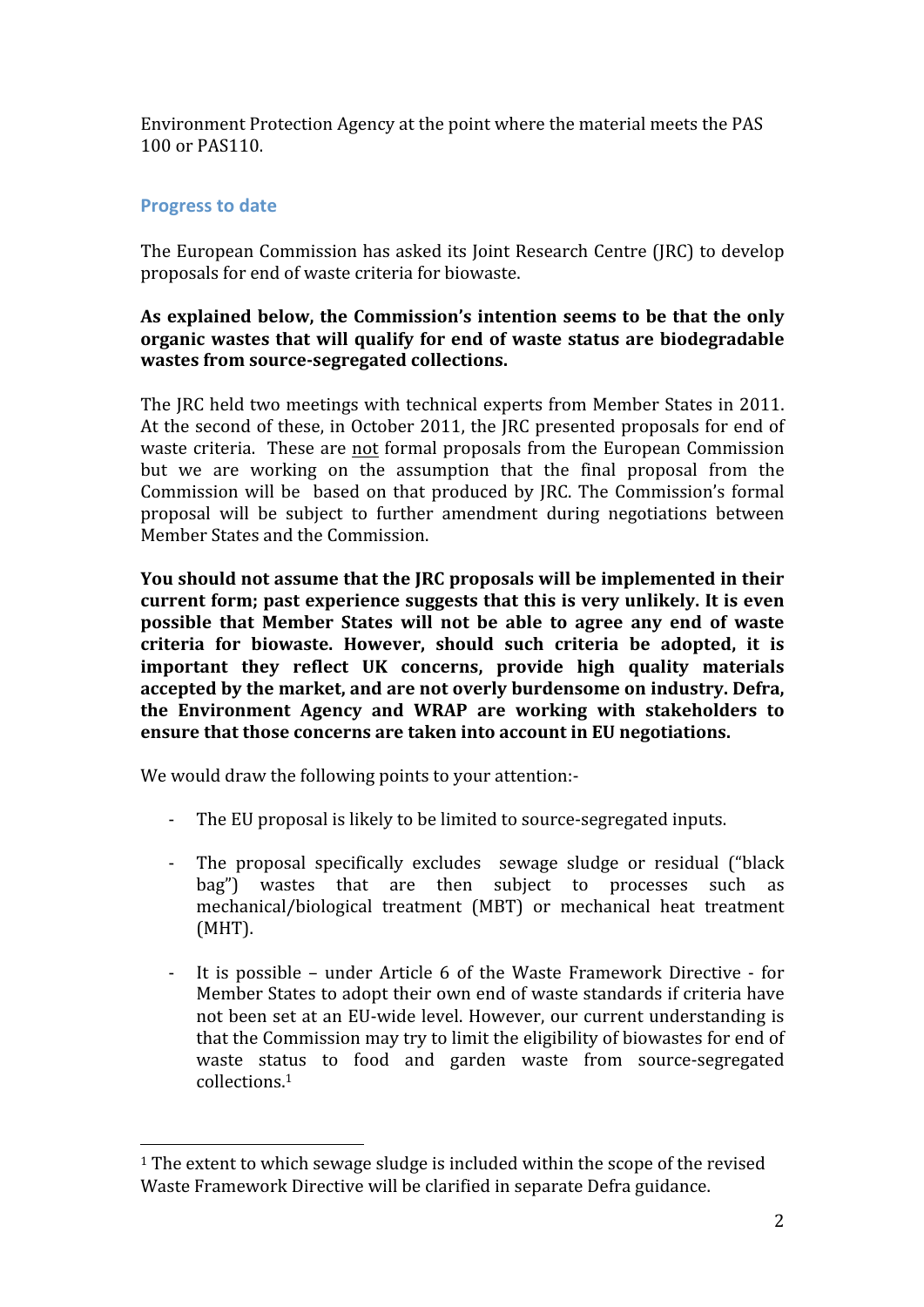Environment Protection Agency at the point where the material meets the PAS 100 or PAS110.

## Progress to date

The European Commission has asked its Joint Research Centre (JRC) to develop proposals for end of waste criteria for biowaste.

**As explained below, the Commission's intention seems to be that the only organic wastes that will qualify for end of waste status are biodegradable wastes from source-segregated collections.**

The JRC held two meetings with technical experts from Member States in 2011. At the second of these, in October 2011, the JRC presented proposals for end of waste criteria. These are <u>not</u> formal proposals from the European Commission but we are working on the assumption that the final proposal from the Commission will be based on that produced by JRC. The Commission's formal proposal will be subject to further amendment during negotiations between Member States and the Commission.

**You should not assume that the JRC proposals will be implemented in their current form; past experience suggests that this is very unlikely. It is even possible that Member States will not be able to agree any end of waste criteria for biowaste. However, should such criteria be adopted, it is important they reflect UK concerns, provide high quality materials accepted by the market, and are not overly burdensome on industry. Defra, the Environment Agency and WRAP are working with stakeholders to ensure that those concerns are taken into account in EU negotiations.**

We would draw the following points to your attention:-

- The EU proposal is likely to be limited to source-segregated inputs.

- The proposal specifically excludes sewage sludge or residual ("black bag") wastes that are then subject to processes such as mechanical/biological treatment (MBT) or mechanical heat treatment (MHT).

- It is possible – under Article 6 of the Waste Framework Directive - for Member States to adopt their own end of waste standards if criteria have not been set at an EU-wide level. However, our current understanding is that the Commission may try to limit the eligibility of biowastes for end of waste status to food and garden waste from source-segregated collections.[1]

[1] The extent to which sewage sludge is included within the scope of the revised Waste Framework Directive will be clarified in separate Defra guidance.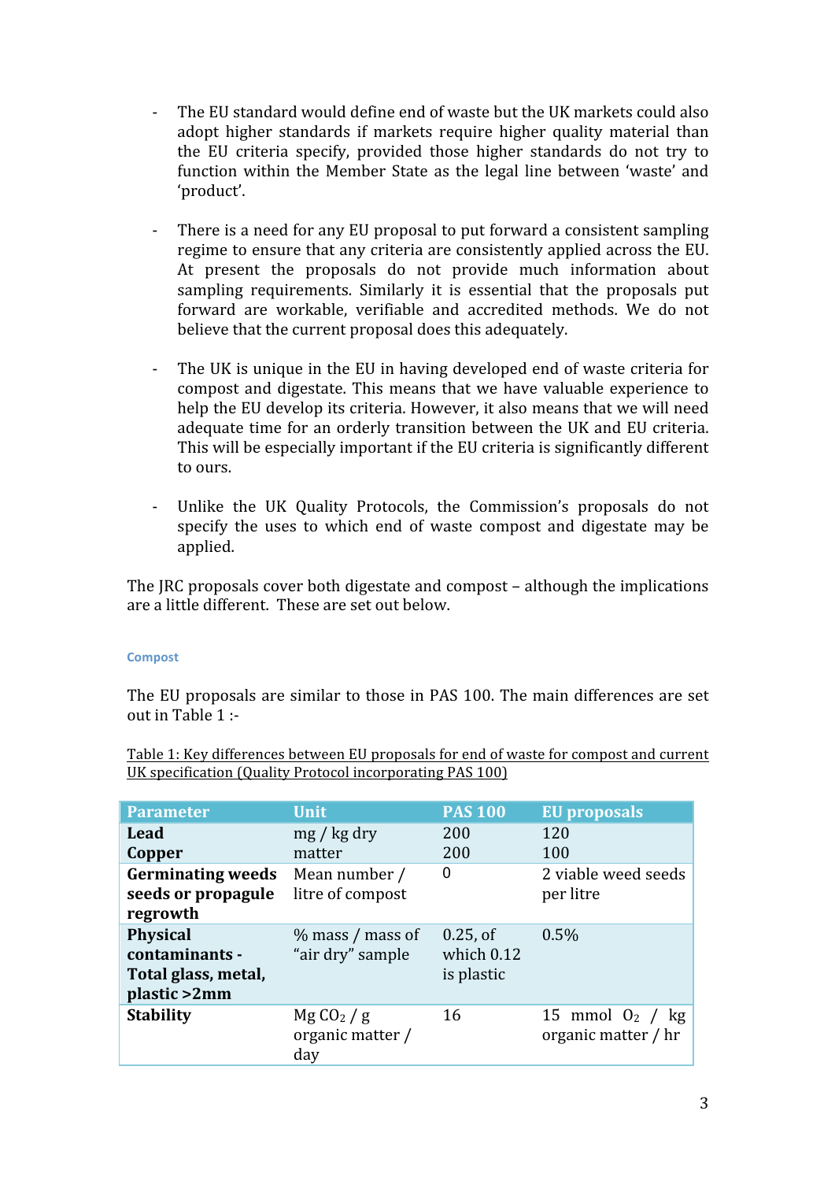- The EU standard would define end of waste but the UK markets could also adopt higher standards if markets require higher quality material than the EU criteria specify, provided those higher standards do not try to function within the Member State as the legal line between 'waste' and 'product'.

- There is a need for any EU proposal to put forward a consistent sampling regime to ensure that any criteria are consistently applied across the EU. At present the proposals do not provide much information about sampling requirements. Similarly it is essential that the proposals put forward are workable, verifiable and accredited methods. We do not believe that the current proposal does this adequately.

- The UK is unique in the EU in having developed end of waste criteria for compost and digestate. This means that we have valuable experience to help the EU develop its criteria. However, it also means that we will need adequate time for an orderly transition between the UK and EU criteria. This will be especially important if the EU criteria is significantly different to ours.

- Unlike the UK Quality Protocols, the Commission's proposals do not specify the uses to which end of waste compost and digestate may be applied.

The JRC proposals cover both digestate and compost – although the implications are a little different. These are set out below.

### Compost

The EU proposals are similar to those in PAS 100. The main differences are set out in Table 1 :-

Table 1: Key differences between EU proposals for end of waste for compost and current UK specification (Quality Protocol incorporating PAS 100)

| Parameter | Unit | PAS 100 | EU proposals |
|---|---|---|---|
| **Lead**<br>**Copper** | mg / kg dry matter | 200<br>200 | 120<br>100 |
| **Germinating weeds seeds or propagule regrowth** | Mean number / litre of compost | 0 | 2 viable weed seeds per litre |
| **Physical contaminants - Total glass, metal, plastic >2mm** | % mass / mass of "air dry" sample | 0.25, of which 0.12 is plastic | 0.5% |
| **Stability** | Mg $CO_2$ / g organic matter / day | 16 | 15 mmol $O_2$ / kg organic matter / hr |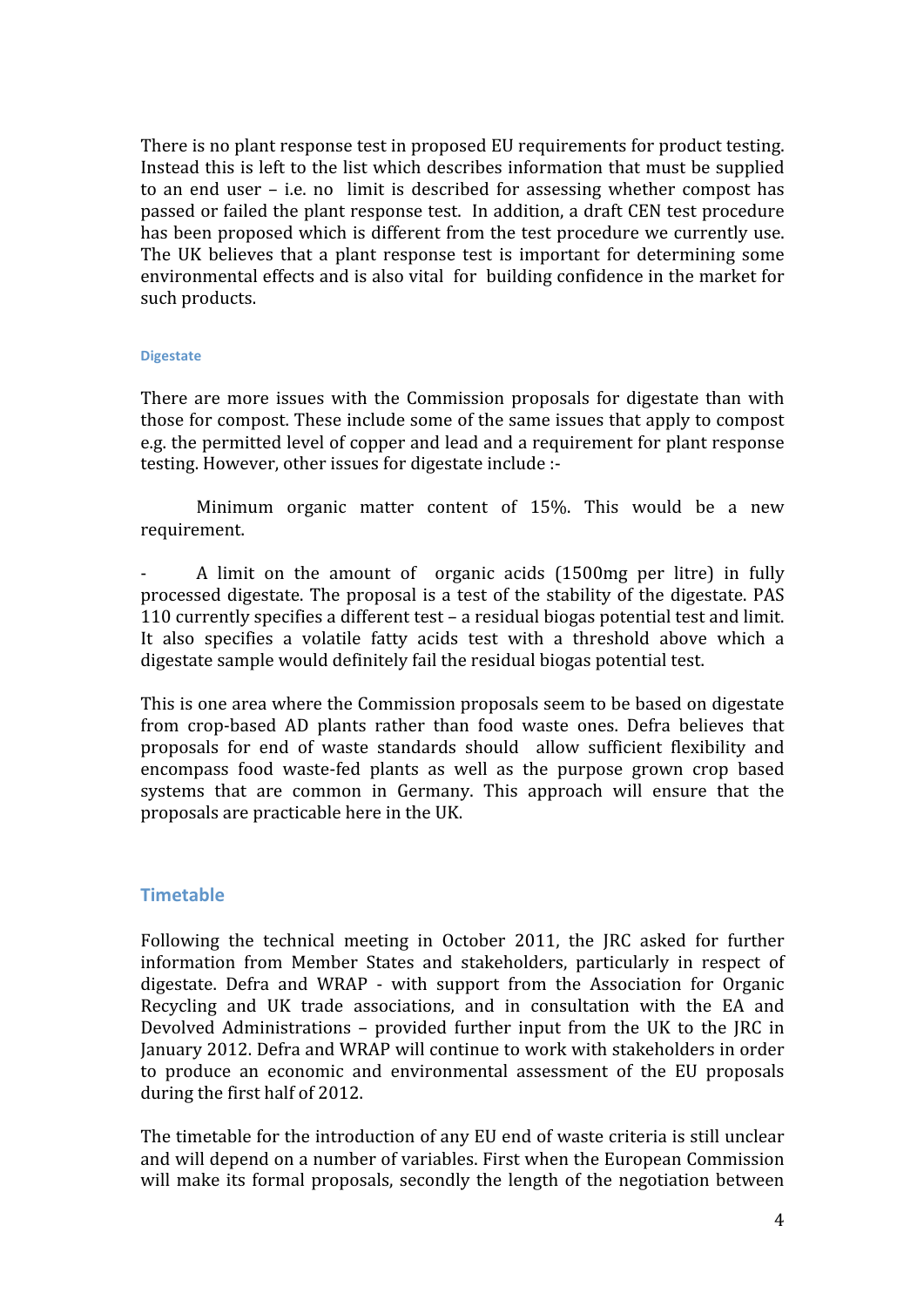There is no plant response test in proposed EU requirements for product testing. Instead this is left to the list which describes information that must be supplied to an end user – i.e. no limit is described for assessing whether compost has passed or failed the plant response test. In addition, a draft CEN test procedure has been proposed which is different from the test procedure we currently use. The UK believes that a plant response test is important for determining some environmental effects and is also vital for building confidence in the market for such products.

#### Digestate

There are more issues with the Commission proposals for digestate than with those for compost. These include some of the same issues that apply to compost e.g. the permitted level of copper and lead and a requirement for plant response testing. However, other issues for digestate include :-

Minimum organic matter content of 15%. This would be a new requirement.

- A limit on the amount of organic acids (1500mg per litre) in fully processed digestate. The proposal is a test of the stability of the digestate. PAS 110 currently specifies a different test – a residual biogas potential test and limit. It also specifies a volatile fatty acids test with a threshold above which a digestate sample would definitely fail the residual biogas potential test.

This is one area where the Commission proposals seem to be based on digestate from crop-based AD plants rather than food waste ones. Defra believes that proposals for end of waste standards should allow sufficient flexibility and encompass food waste-fed plants as well as the purpose grown crop based systems that are common in Germany. This approach will ensure that the proposals are practicable here in the UK.

### Timetable

Following the technical meeting in October 2011, the JRC asked for further information from Member States and stakeholders, particularly in respect of digestate. Defra and WRAP - with support from the Association for Organic Recycling and UK trade associations, and in consultation with the EA and Devolved Administrations – provided further input from the UK to the JRC in January 2012. Defra and WRAP will continue to work with stakeholders in order to produce an economic and environmental assessment of the EU proposals during the first half of 2012.

The timetable for the introduction of any EU end of waste criteria is still unclear and will depend on a number of variables. First when the European Commission will make its formal proposals, secondly the length of the negotiation between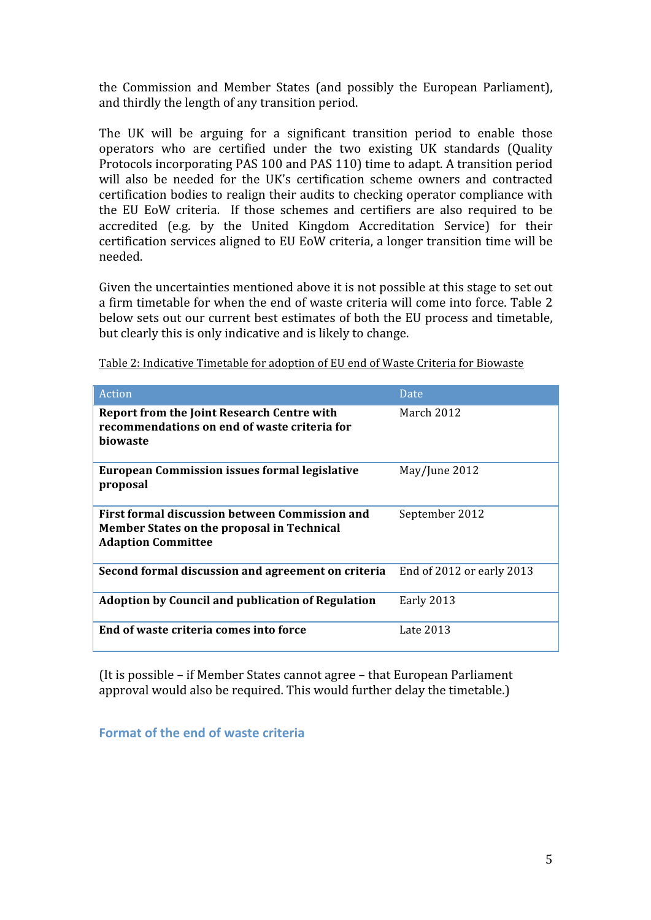the Commission and Member States (and possibly the European Parliament), and thirdly the length of any transition period.

The UK will be arguing for a significant transition period to enable those operators who are certified under the two existing UK standards (Quality Protocols incorporating PAS 100 and PAS 110) time to adapt. A transition period will also be needed for the UK's certification scheme owners and contracted certification bodies to realign their audits to checking operator compliance with the EU EoW criteria. If those schemes and certifiers are also required to be accredited (e.g. by the United Kingdom Accreditation Service) for their certification services aligned to EU EoW criteria, a longer transition time will be needed.

Given the uncertainties mentioned above it is not possible at this stage to set out a firm timetable for when the end of waste criteria will come into force. Table 2 below sets out our current best estimates of both the EU process and timetable, but clearly this is only indicative and is likely to change.

Table 2: Indicative Timetable for adoption of EU end of Waste Criteria for Biowaste

| Action | Date |
|---|---|
| **Report from the Joint Research Centre with recommendations on end of waste criteria for biowaste** | March 2012 |
| **European Commission issues formal legislative proposal** | May/June 2012 |
| **First formal discussion between Commission and Member States on the proposal in Technical Adaption Committee** | September 2012 |
| **Second formal discussion and agreement on criteria** | End of 2012 or early 2013 |
| **Adoption by Council and publication of Regulation** | Early 2013 |
| **End of waste criteria comes into force** | Late 2013 |

(It is possible – if Member States cannot agree – that European Parliament approval would also be required. This would further delay the timetable.)

## Format of the end of waste criteria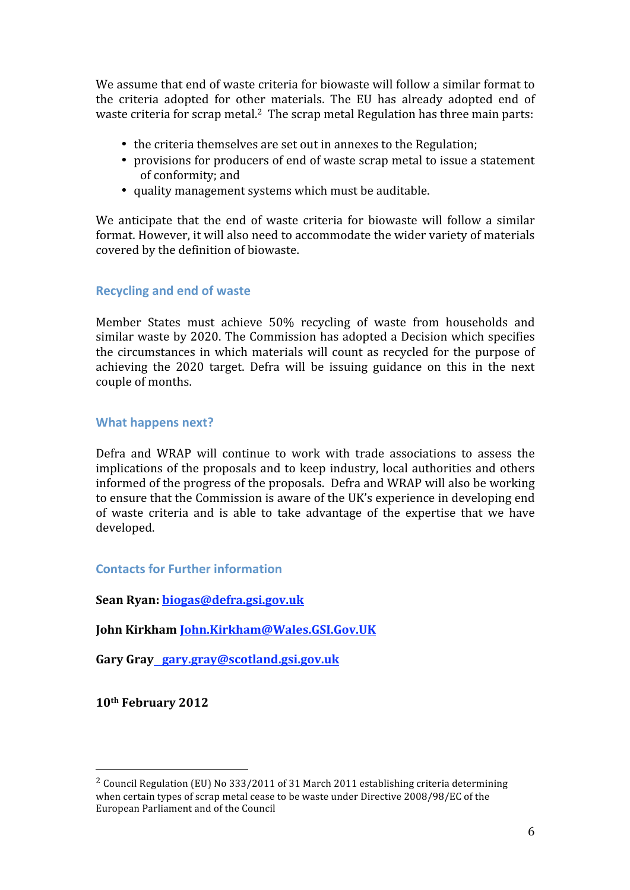We assume that end of waste criteria for biowaste will follow a similar format to the criteria adopted for other materials. The EU has already adopted end of waste criteria for scrap metal.[2] The scrap metal Regulation has three main parts:

- the criteria themselves are set out in annexes to the Regulation;
- provisions for producers of end of waste scrap metal to issue a statement of conformity; and
- quality management systems which must be auditable.

We anticipate that the end of waste criteria for biowaste will follow a similar format. However, it will also need to accommodate the wider variety of materials covered by the definition of biowaste.

## Recycling and end of waste

Member States must achieve 50% recycling of waste from households and similar waste by 2020. The Commission has adopted a Decision which specifies the circumstances in which materials will count as recycled for the purpose of achieving the 2020 target. Defra will be issuing guidance on this in the next couple of months.

## What happens next?

Defra and WRAP will continue to work with trade associations to assess the implications of the proposals and to keep industry, local authorities and others informed of the progress of the proposals. Defra and WRAP will also be working to ensure that the Commission is aware of the UK's experience in developing end of waste criteria and is able to take advantage of the expertise that we have developed.

## Contacts for Further information

**Sean Ryan:** biogas@defra.gsi.gov.uk

**John Kirkham** John.Kirkham@Wales.GSI.Gov.UK

**Gary Gray** gary.gray@scotland.gsi.gov.uk

**10th February 2012**

---

[2] Council Regulation (EU) No 333/2011 of 31 March 2011 establishing criteria determining when certain types of scrap metal cease to be waste under Directive 2008/98/EC of the European Parliament and of the Council